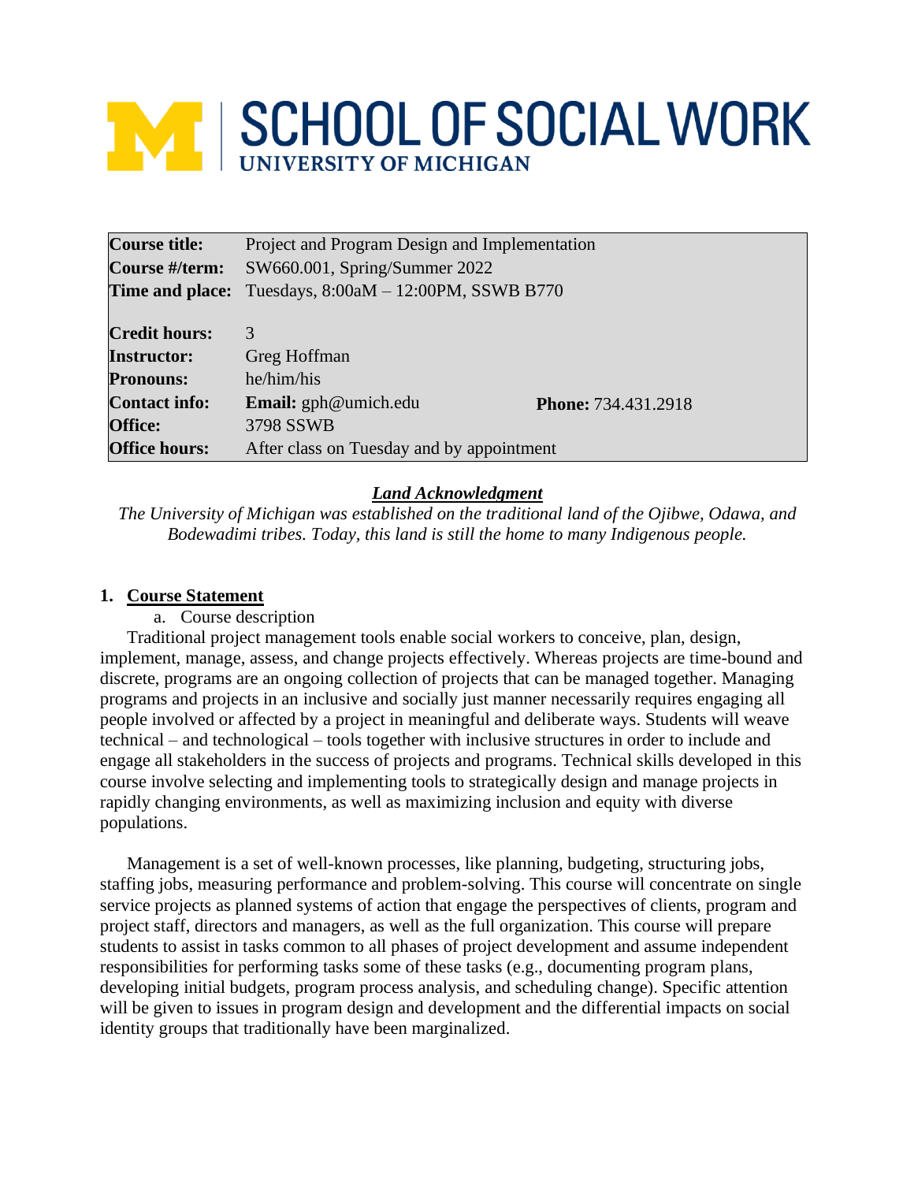# SCHOOL OF SOCIAL WORK
UNIVERSITY OF MICHIGAN

| | | |
|---|---|---|
| **Course title:** | Project and Program Design and Implementation | |
| **Course #/term:** | SW660.001, Spring/Summer 2022 | |
| **Time and place:** | Tuesdays, 8:00aM – 12:00PM, SSWB B770 | |
| **Credit hours:** | 3 | |
| **Instructor:** | Greg Hoffman | |
| **Pronouns:** | he/him/his | |
| **Contact info:** | **Email:** gph@umich.edu | **Phone:** 734.431.2918 |
| **Office:** | 3798 SSWB | |
| **Office hours:** | After class on Tuesday and by appointment | |

***Land Acknowledgment***

*The University of Michigan was established on the traditional land of the Ojibwe, Odawa, and Bodewadimi tribes. Today, this land is still the home to many Indigenous people.*

## 1. Course Statement

a. Course description

Traditional project management tools enable social workers to conceive, plan, design, implement, manage, assess, and change projects effectively. Whereas projects are time-bound and discrete, programs are an ongoing collection of projects that can be managed together. Managing programs and projects in an inclusive and socially just manner necessarily requires engaging all people involved or affected by a project in meaningful and deliberate ways. Students will weave technical – and technological – tools together with inclusive structures in order to include and engage all stakeholders in the success of projects and programs. Technical skills developed in this course involve selecting and implementing tools to strategically design and manage projects in rapidly changing environments, as well as maximizing inclusion and equity with diverse populations.

Management is a set of well-known processes, like planning, budgeting, structuring jobs, staffing jobs, measuring performance and problem-solving. This course will concentrate on single service projects as planned systems of action that engage the perspectives of clients, program and project staff, directors and managers, as well as the full organization. This course will prepare students to assist in tasks common to all phases of project development and assume independent responsibilities for performing tasks some of these tasks (e.g., documenting program plans, developing initial budgets, program process analysis, and scheduling change). Specific attention will be given to issues in program design and development and the differential impacts on social identity groups that traditionally have been marginalized.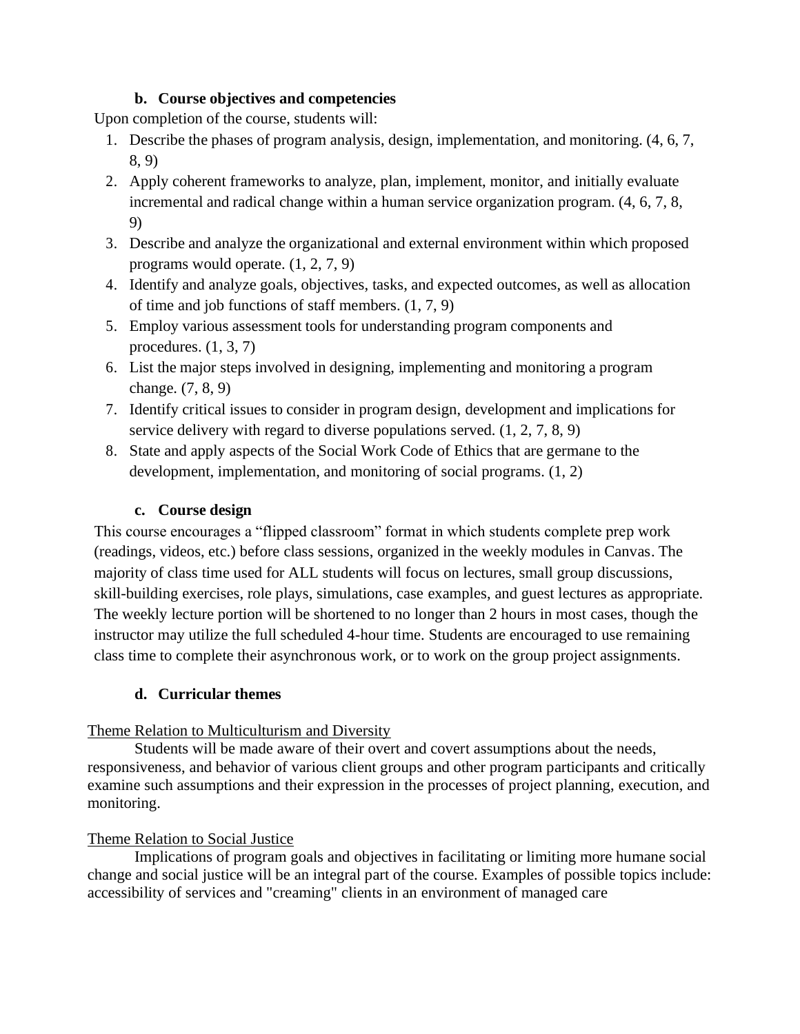### b. Course objectives and competencies

Upon completion of the course, students will:

1. Describe the phases of program analysis, design, implementation, and monitoring. (4, 6, 7, 8, 9)
2. Apply coherent frameworks to analyze, plan, implement, monitor, and initially evaluate incremental and radical change within a human service organization program. (4, 6, 7, 8, 9)
3. Describe and analyze the organizational and external environment within which proposed programs would operate. (1, 2, 7, 9)
4. Identify and analyze goals, objectives, tasks, and expected outcomes, as well as allocation of time and job functions of staff members. (1, 7, 9)
5. Employ various assessment tools for understanding program components and procedures. (1, 3, 7)
6. List the major steps involved in designing, implementing and monitoring a program change. (7, 8, 9)
7. Identify critical issues to consider in program design, development and implications for service delivery with regard to diverse populations served. (1, 2, 7, 8, 9)
8. State and apply aspects of the Social Work Code of Ethics that are germane to the development, implementation, and monitoring of social programs. (1, 2)

### c. Course design

This course encourages a "flipped classroom" format in which students complete prep work (readings, videos, etc.) before class sessions, organized in the weekly modules in Canvas. The majority of class time used for ALL students will focus on lectures, small group discussions, skill-building exercises, role plays, simulations, case examples, and guest lectures as appropriate. The weekly lecture portion will be shortened to no longer than 2 hours in most cases, though the instructor may utilize the full scheduled 4-hour time. Students are encouraged to use remaining class time to complete their asynchronous work, or to work on the group project assignments.

### d. Curricular themes

<u>Theme Relation to Multiculturism and Diversity</u>

Students will be made aware of their overt and covert assumptions about the needs, responsiveness, and behavior of various client groups and other program participants and critically examine such assumptions and their expression in the processes of project planning, execution, and monitoring.

<u>Theme Relation to Social Justice</u>

Implications of program goals and objectives in facilitating or limiting more humane social change and social justice will be an integral part of the course. Examples of possible topics include: accessibility of services and "creaming" clients in an environment of managed care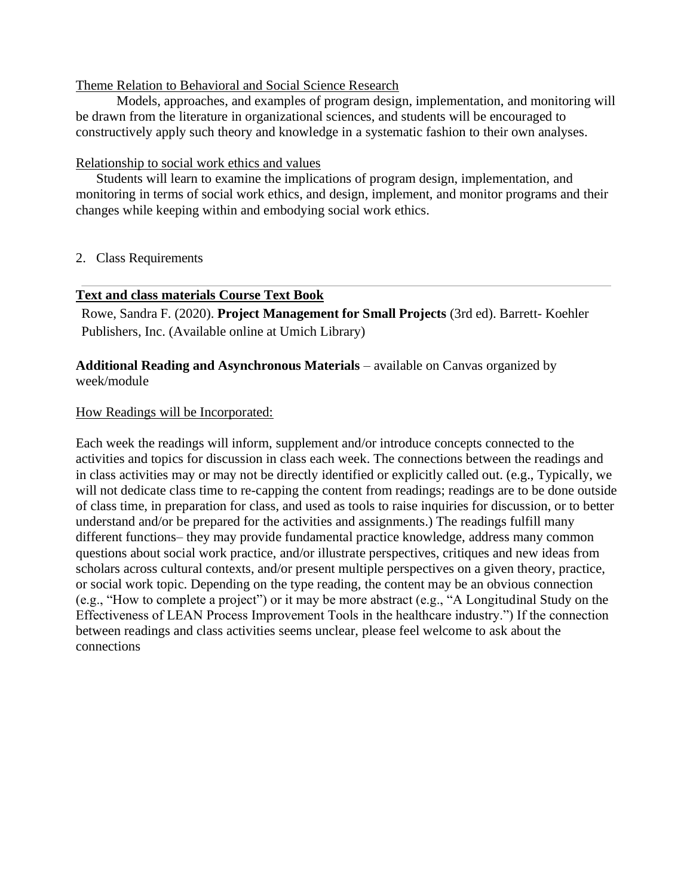Theme Relation to Behavioral and Social Science Research

Models, approaches, and examples of program design, implementation, and monitoring will be drawn from the literature in organizational sciences, and students will be encouraged to constructively apply such theory and knowledge in a systematic fashion to their own analyses.

Relationship to social work ethics and values

Students will learn to examine the implications of program design, implementation, and monitoring in terms of social work ethics, and design, implement, and monitor programs and their changes while keeping within and embodying social work ethics.

2. Class Requirements

---

**Text and class materials Course Text Book**

Rowe, Sandra F. (2020). **Project Management for Small Projects** (3rd ed). Barrett- Koehler Publishers, Inc. (Available online at Umich Library)

**Additional Reading and Asynchronous Materials** – available on Canvas organized by week/module

How Readings will be Incorporated:

Each week the readings will inform, supplement and/or introduce concepts connected to the activities and topics for discussion in class each week. The connections between the readings and in class activities may or may not be directly identified or explicitly called out. (e.g., Typically, we will not dedicate class time to re-capping the content from readings; readings are to be done outside of class time, in preparation for class, and used as tools to raise inquiries for discussion, or to better understand and/or be prepared for the activities and assignments.) The readings fulfill many different functions– they may provide fundamental practice knowledge, address many common questions about social work practice, and/or illustrate perspectives, critiques and new ideas from scholars across cultural contexts, and/or present multiple perspectives on a given theory, practice, or social work topic. Depending on the type reading, the content may be an obvious connection (e.g., "How to complete a project") or it may be more abstract (e.g., "A Longitudinal Study on the Effectiveness of LEAN Process Improvement Tools in the healthcare industry.") If the connection between readings and class activities seems unclear, please feel welcome to ask about the connections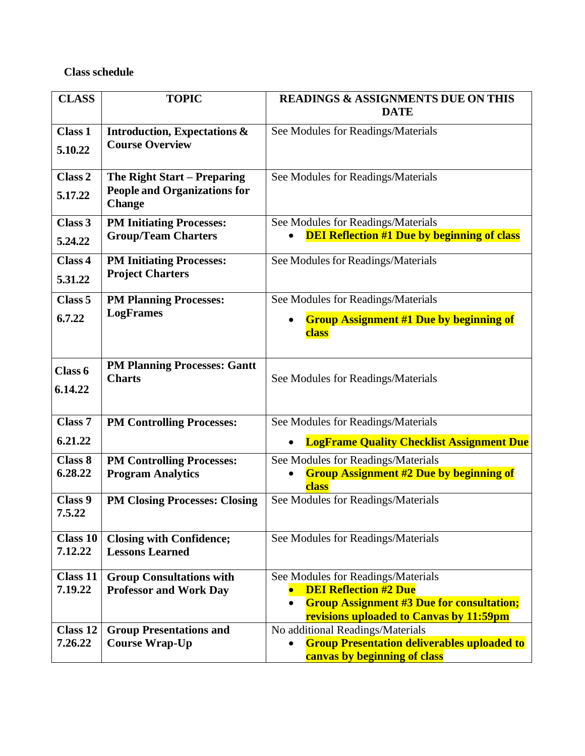**Class schedule**

| CLASS | TOPIC | READINGS & ASSIGNMENTS DUE ON THIS DATE |
|---|---|---|
| **Class 1** **5.10.22** | **Introduction, Expectations & Course Overview** | See Modules for Readings/Materials |
| **Class 2** **5.17.22** | **The Right Start – Preparing People and Organizations for Change** | See Modules for Readings/Materials |
| **Class 3** **5.24.22** | **PM Initiating Processes: Group/Team Charters** | See Modules for Readings/Materials<br>• **DEI Reflection #1 Due by beginning of class** |
| **Class 4** **5.31.22** | **PM Initiating Processes: Project Charters** | See Modules for Readings/Materials |
| **Class 5** **6.7.22** | **PM Planning Processes: LogFrames** | See Modules for Readings/Materials<br>• **Group Assignment #1 Due by beginning of class** |
| **Class 6** **6.14.22** | **PM Planning Processes: Gantt Charts** | See Modules for Readings/Materials |
| **Class 7** **6.21.22** | **PM Controlling Processes:** | See Modules for Readings/Materials<br>• **LogFrame Quality Checklist Assignment Due** |
| **Class 8** **6.28.22** | **PM Controlling Processes: Program Analytics** | See Modules for Readings/Materials<br>• **Group Assignment #2 Due by beginning of class** |
| **Class 9** **7.5.22** | **PM Closing Processes: Closing** | See Modules for Readings/Materials |
| **Class 10** **7.12.22** | **Closing with Confidence; Lessons Learned** | See Modules for Readings/Materials |
| **Class 11** **7.19.22** | **Group Consultations with Professor and Work Day** | See Modules for Readings/Materials<br>• **DEI Reflection #2 Due**<br>• **Group Assignment #3 Due for consultation; revisions uploaded to Canvas by 11:59pm** |
| **Class 12** **7.26.22** | **Group Presentations and Course Wrap-Up** | No additional Readings/Materials<br>• **Group Presentation deliverables uploaded to canvas by beginning of class** |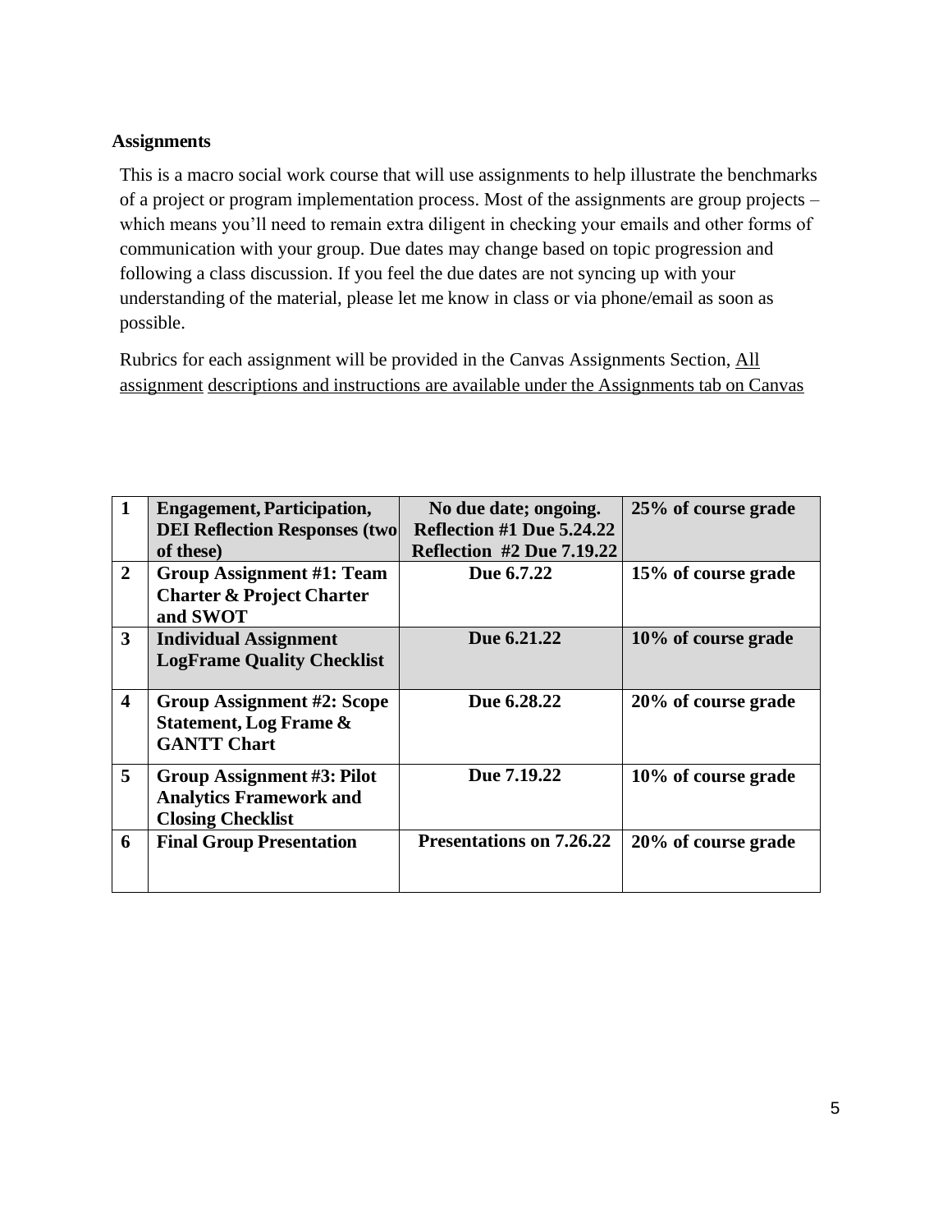**Assignments**

This is a macro social work course that will use assignments to help illustrate the benchmarks of a project or program implementation process. Most of the assignments are group projects – which means you'll need to remain extra diligent in checking your emails and other forms of communication with your group. Due dates may change based on topic progression and following a class discussion. If you feel the due dates are not syncing up with your understanding of the material, please let me know in class or via phone/email as soon as possible.

Rubrics for each assignment will be provided in the Canvas Assignments Section, All assignment descriptions and instructions are available under the Assignments tab on Canvas

| | | | |
|---|---|---|---|
| **1** | **Engagement, Participation, DEI Reflection Responses (two of these)** | **No due date; ongoing. Reflection #1 Due 5.24.22 Reflection #2 Due 7.19.22** | **25% of course grade** |
| **2** | **Group Assignment #1: Team Charter & Project Charter and SWOT** | **Due 6.7.22** | **15% of course grade** |
| **3** | **Individual Assignment LogFrame Quality Checklist** | **Due 6.21.22** | **10% of course grade** |
| **4** | **Group Assignment #2: Scope Statement, Log Frame & GANTT Chart** | **Due 6.28.22** | **20% of course grade** |
| **5** | **Group Assignment #3: Pilot Analytics Framework and Closing Checklist** | **Due 7.19.22** | **10% of course grade** |
| **6** | **Final Group Presentation** | **Presentations on 7.26.22** | **20% of course grade** |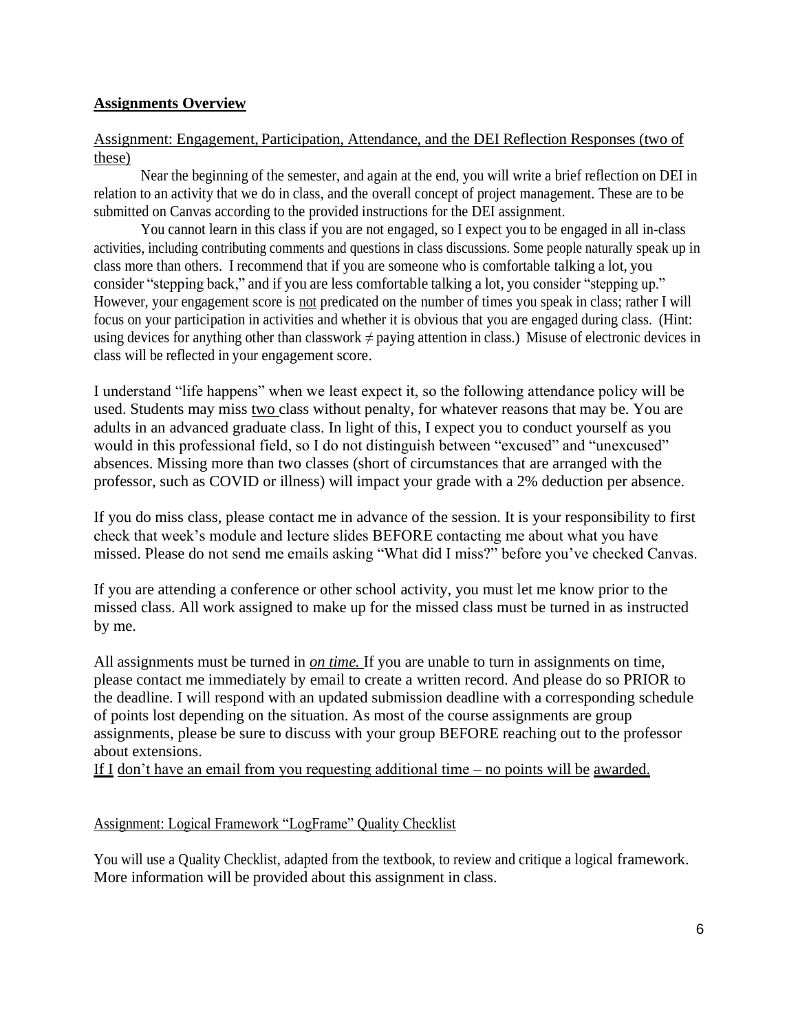**Assignments Overview**

Assignment: Engagement, Participation, Attendance, and the DEI Reflection Responses (two of these)

Near the beginning of the semester, and again at the end, you will write a brief reflection on DEI in relation to an activity that we do in class, and the overall concept of project management. These are to be submitted on Canvas according to the provided instructions for the DEI assignment.

You cannot learn in this class if you are not engaged, so I expect you to be engaged in all in-class activities, including contributing comments and questions in class discussions. Some people naturally speak up in class more than others. I recommend that if you are someone who is comfortable talking a lot, you consider "stepping back," and if you are less comfortable talking a lot, you consider "stepping up." However, your engagement score is not predicated on the number of times you speak in class; rather I will focus on your participation in activities and whether it is obvious that you are engaged during class. (Hint: using devices for anything other than classwork ≠ paying attention in class.) Misuse of electronic devices in class will be reflected in your engagement score.

I understand "life happens" when we least expect it, so the following attendance policy will be used. Students may miss two class without penalty, for whatever reasons that may be. You are adults in an advanced graduate class. In light of this, I expect you to conduct yourself as you would in this professional field, so I do not distinguish between "excused" and "unexcused" absences. Missing more than two classes (short of circumstances that are arranged with the professor, such as COVID or illness) will impact your grade with a 2% deduction per absence.

If you do miss class, please contact me in advance of the session. It is your responsibility to first check that week's module and lecture slides BEFORE contacting me about what you have missed. Please do not send me emails asking "What did I miss?" before you've checked Canvas.

If you are attending a conference or other school activity, you must let me know prior to the missed class. All work assigned to make up for the missed class must be turned in as instructed by me.

All assignments must be turned in ***on time.*** If you are unable to turn in assignments on time, please contact me immediately by email to create a written record. And please do so PRIOR to the deadline. I will respond with an updated submission deadline with a corresponding schedule of points lost depending on the situation. As most of the course assignments are group assignments, please be sure to discuss with your group BEFORE reaching out to the professor about extensions.

If I don't have an email from you requesting additional time – no points will be awarded.

Assignment: Logical Framework "LogFrame" Quality Checklist

You will use a Quality Checklist, adapted from the textbook, to review and critique a logical framework. More information will be provided about this assignment in class.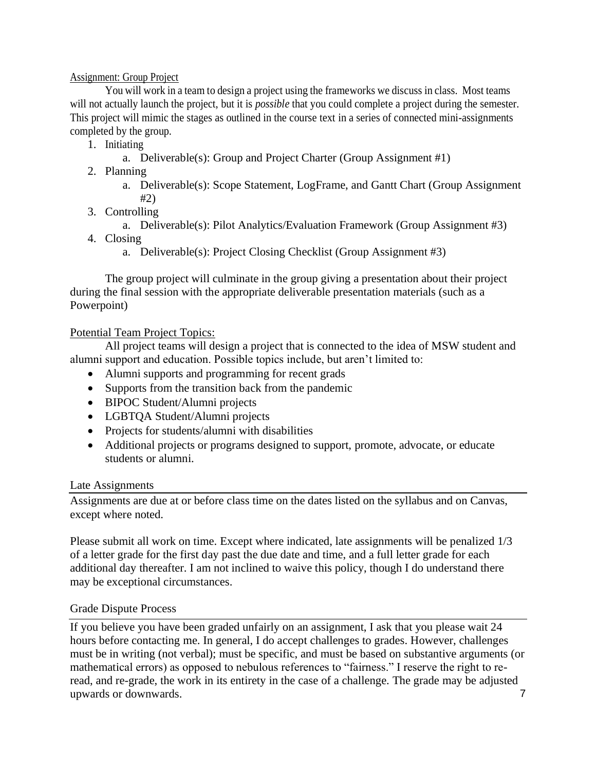Assignment: Group Project

You will work in a team to design a project using the frameworks we discuss in class. Most teams will not actually launch the project, but it is *possible* that you could complete a project during the semester. This project will mimic the stages as outlined in the course text in a series of connected mini-assignments completed by the group.

1. Initiating
   a. Deliverable(s): Group and Project Charter (Group Assignment #1)
2. Planning
   a. Deliverable(s): Scope Statement, LogFrame, and Gantt Chart (Group Assignment #2)
3. Controlling
   a. Deliverable(s): Pilot Analytics/Evaluation Framework (Group Assignment #3)
4. Closing
   a. Deliverable(s): Project Closing Checklist (Group Assignment #3)

The group project will culminate in the group giving a presentation about their project during the final session with the appropriate deliverable presentation materials (such as a Powerpoint)

Potential Team Project Topics:

All project teams will design a project that is connected to the idea of MSW student and alumni support and education. Possible topics include, but aren't limited to:

- Alumni supports and programming for recent grads
- Supports from the transition back from the pandemic
- BIPOC Student/Alumni projects
- LGBTQA Student/Alumni projects
- Projects for students/alumni with disabilities
- Additional projects or programs designed to support, promote, advocate, or educate students or alumni.

## Late Assignments

Assignments are due at or before class time on the dates listed on the syllabus and on Canvas, except where noted.

Please submit all work on time. Except where indicated, late assignments will be penalized 1/3 of a letter grade for the first day past the due date and time, and a full letter grade for each additional day thereafter. I am not inclined to waive this policy, though I do understand there may be exceptional circumstances.

## Grade Dispute Process

If you believe you have been graded unfairly on an assignment, I ask that you please wait 24 hours before contacting me. In general, I do accept challenges to grades. However, challenges must be in writing (not verbal); must be specific, and must be based on substantive arguments (or mathematical errors) as opposed to nebulous references to "fairness." I reserve the right to re-read, and re-grade, the work in its entirety in the case of a challenge. The grade may be adjusted upwards or downwards.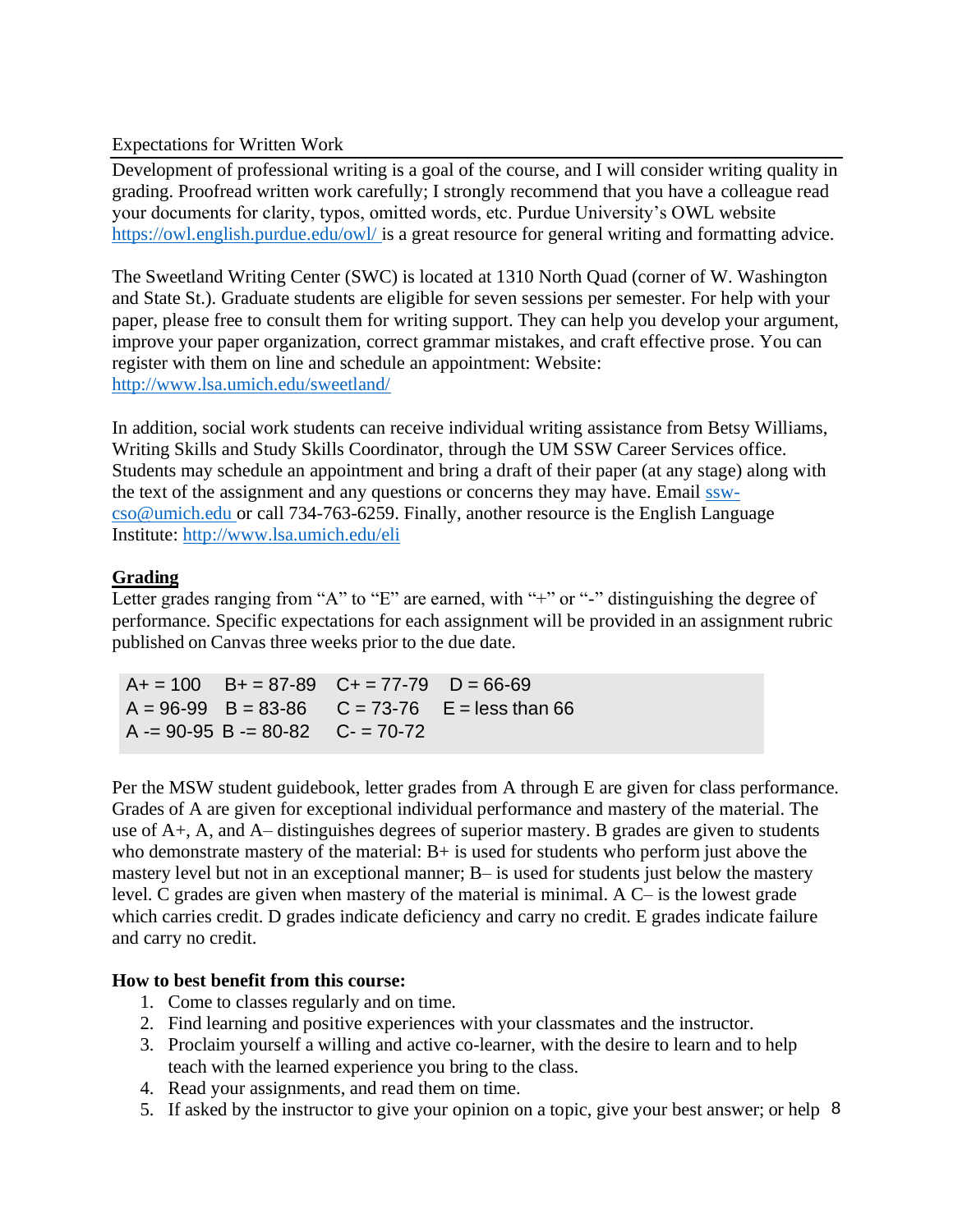Expectations for Written Work

Development of professional writing is a goal of the course, and I will consider writing quality in grading. Proofread written work carefully; I strongly recommend that you have a colleague read your documents for clarity, typos, omitted words, etc. Purdue University's OWL website https://owl.english.purdue.edu/owl/ is a great resource for general writing and formatting advice.

The Sweetland Writing Center (SWC) is located at 1310 North Quad (corner of W. Washington and State St.). Graduate students are eligible for seven sessions per semester. For help with your paper, please free to consult them for writing support. They can help you develop your argument, improve your paper organization, correct grammar mistakes, and craft effective prose. You can register with them on line and schedule an appointment: Website: http://www.lsa.umich.edu/sweetland/

In addition, social work students can receive individual writing assistance from Betsy Williams, Writing Skills and Study Skills Coordinator, through the UM SSW Career Services office. Students may schedule an appointment and bring a draft of their paper (at any stage) along with the text of the assignment and any questions or concerns they may have. Email ssw-cso@umich.edu or call 734-763-6259. Finally, another resource is the English Language Institute: http://www.lsa.umich.edu/eli

## Grading

Letter grades ranging from "A" to "E" are earned, with "+" or "-" distinguishing the degree of performance. Specific expectations for each assignment will be provided in an assignment rubric published on Canvas three weeks prior to the due date.

| | | | |
|---|---|---|---|
| A+ = 100 | B+ = 87-89 | C+ = 77-79 | D = 66-69 |
| A = 96-99 | B = 83-86 | C = 73-76 | E = less than 66 |
| A -= 90-95 | B -= 80-82 | C- = 70-72 | |

Per the MSW student guidebook, letter grades from A through E are given for class performance. Grades of A are given for exceptional individual performance and mastery of the material. The use of A+, A, and A– distinguishes degrees of superior mastery. B grades are given to students who demonstrate mastery of the material: B+ is used for students who perform just above the mastery level but not in an exceptional manner; B– is used for students just below the mastery level. C grades are given when mastery of the material is minimal. A C– is the lowest grade which carries credit. D grades indicate deficiency and carry no credit. E grades indicate failure and carry no credit.

**How to best benefit from this course:**

1. Come to classes regularly and on time.
2. Find learning and positive experiences with your classmates and the instructor.
3. Proclaim yourself a willing and active co-learner, with the desire to learn and to help teach with the learned experience you bring to the class.
4. Read your assignments, and read them on time.
5. If asked by the instructor to give your opinion on a topic, give your best answer; or help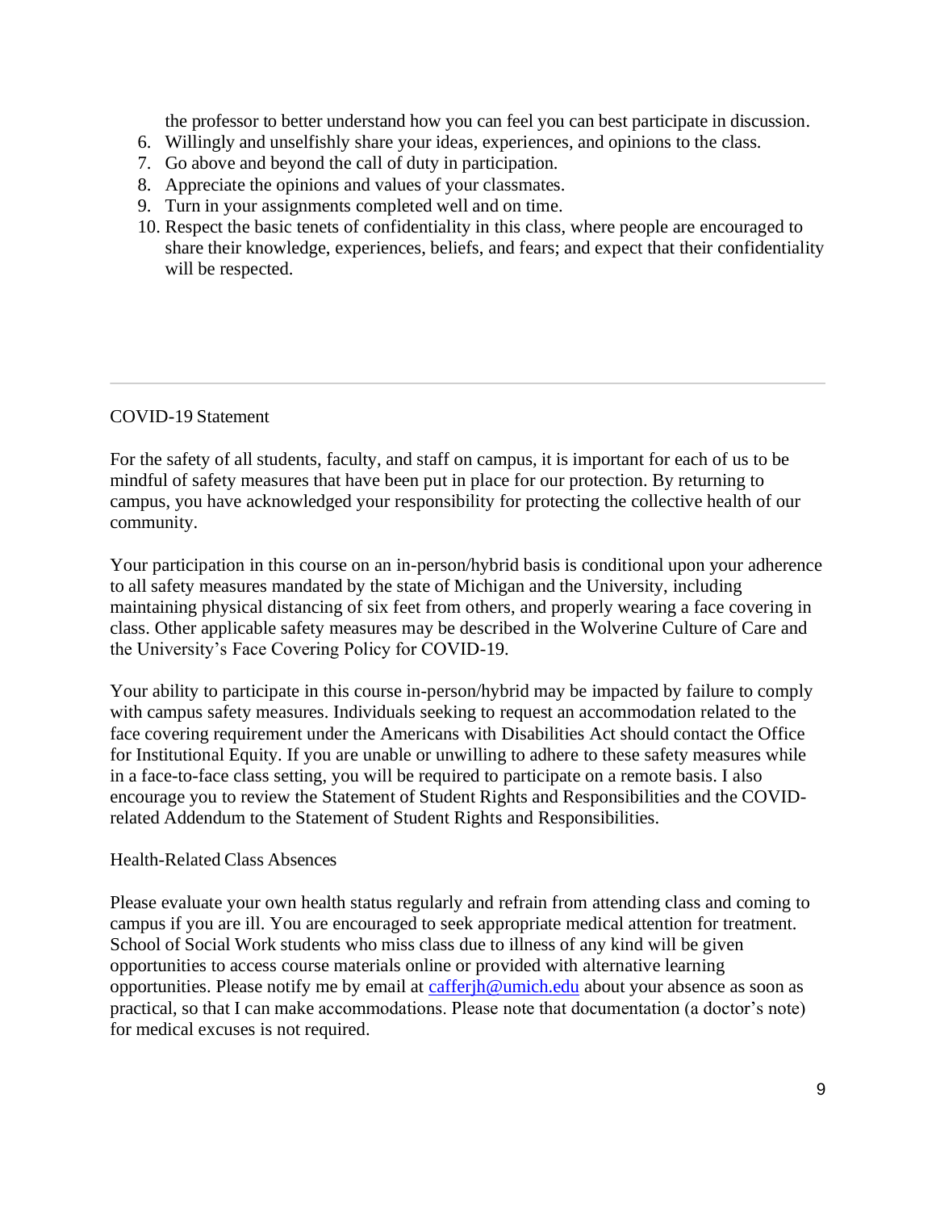the professor to better understand how you can feel you can best participate in discussion.

6. Willingly and unselfishly share your ideas, experiences, and opinions to the class.
7. Go above and beyond the call of duty in participation.
8. Appreciate the opinions and values of your classmates.
9. Turn in your assignments completed well and on time.
10. Respect the basic tenets of confidentiality in this class, where people are encouraged to share their knowledge, experiences, beliefs, and fears; and expect that their confidentiality will be respected.

---

COVID-19 Statement

For the safety of all students, faculty, and staff on campus, it is important for each of us to be mindful of safety measures that have been put in place for our protection. By returning to campus, you have acknowledged your responsibility for protecting the collective health of our community.

Your participation in this course on an in-person/hybrid basis is conditional upon your adherence to all safety measures mandated by the state of Michigan and the University, including maintaining physical distancing of six feet from others, and properly wearing a face covering in class. Other applicable safety measures may be described in the Wolverine Culture of Care and the University's Face Covering Policy for COVID-19.

Your ability to participate in this course in-person/hybrid may be impacted by failure to comply with campus safety measures. Individuals seeking to request an accommodation related to the face covering requirement under the Americans with Disabilities Act should contact the Office for Institutional Equity. If you are unable or unwilling to adhere to these safety measures while in a face-to-face class setting, you will be required to participate on a remote basis. I also encourage you to review the Statement of Student Rights and Responsibilities and the COVID-related Addendum to the Statement of Student Rights and Responsibilities.

Health-Related Class Absences

Please evaluate your own health status regularly and refrain from attending class and coming to campus if you are ill. You are encouraged to seek appropriate medical attention for treatment. School of Social Work students who miss class due to illness of any kind will be given opportunities to access course materials online or provided with alternative learning opportunities. Please notify me by email at [cafferjh@umich.edu](mailto:cafferjh@umich.edu) about your absence as soon as practical, so that I can make accommodations. Please note that documentation (a doctor's note) for medical excuses is not required.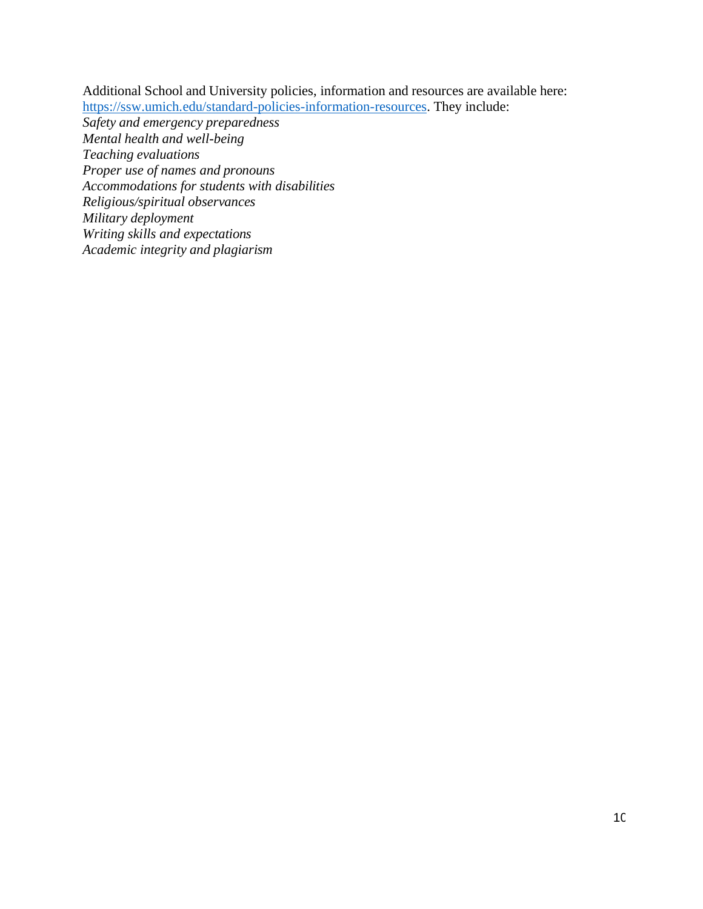Additional School and University policies, information and resources are available here: [https://ssw.umich.edu/standard-policies-information-resources](https://ssw.umich.edu/standard-policies-information-resources). They include:

*Safety and emergency preparedness*
*Mental health and well-being*
*Teaching evaluations*
*Proper use of names and pronouns*
*Accommodations for students with disabilities*
*Religious/spiritual observances*
*Military deployment*
*Writing skills and expectations*
*Academic integrity and plagiarism*